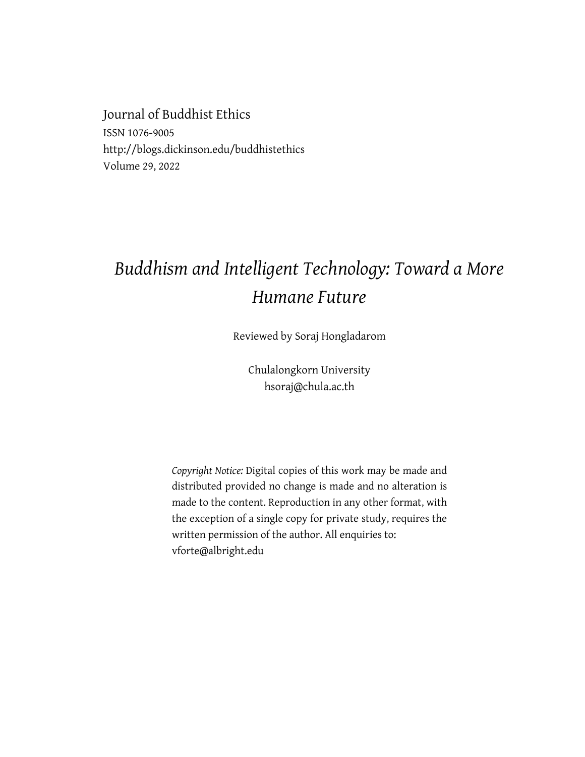Journal of Buddhist Ethics
ISSN 1076-9005
http://blogs.dickinson.edu/buddhistethics
Volume 29, 2022

# *Buddhism and Intelligent Technology: Toward a More Humane Future*

Reviewed by Soraj Hongladarom

Chulalongkorn University
hsoraj@chula.ac.th

*Copyright Notice:* Digital copies of this work may be made and distributed provided no change is made and no alteration is made to the content. Reproduction in any other format, with the exception of a single copy for private study, requires the written permission of the author. All enquiries to: vforte@albright.edu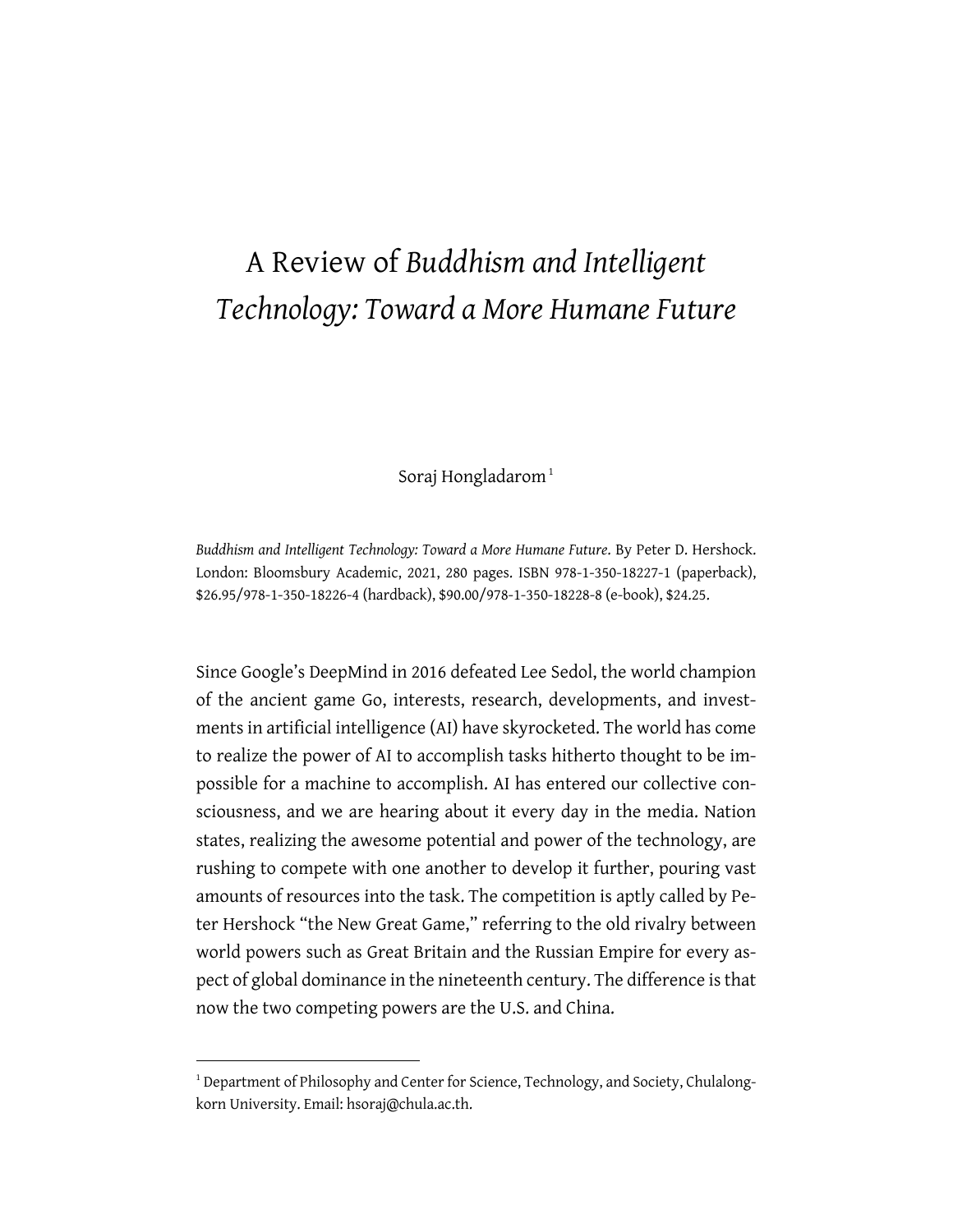# A Review of *Buddhism and Intelligent Technology: Toward a More Humane Future*

Soraj Hongladarom[1]

*Buddhism and Intelligent Technology: Toward a More Humane Future*. By Peter D. Hershock. London: Bloomsbury Academic, 2021, 280 pages. ISBN 978-1-350-18227-1 (paperback), $26.95/978-1-350-18226-4 (hardback), $90.00/978-1-350-18228-8 (e-book), $24.25.

Since Google's DeepMind in 2016 defeated Lee Sedol, the world champion of the ancient game Go, interests, research, developments, and investments in artificial intelligence (AI) have skyrocketed. The world has come to realize the power of AI to accomplish tasks hitherto thought to be impossible for a machine to accomplish. AI has entered our collective consciousness, and we are hearing about it every day in the media. Nation states, realizing the awesome potential and power of the technology, are rushing to compete with one another to develop it further, pouring vast amounts of resources into the task. The competition is aptly called by Peter Hershock "the New Great Game," referring to the old rivalry between world powers such as Great Britain and the Russian Empire for every aspect of global dominance in the nineteenth century. The difference is that now the two competing powers are the U.S. and China.

[1] Department of Philosophy and Center for Science, Technology, and Society, Chulalongkorn University. Email: hsoraj@chula.ac.th.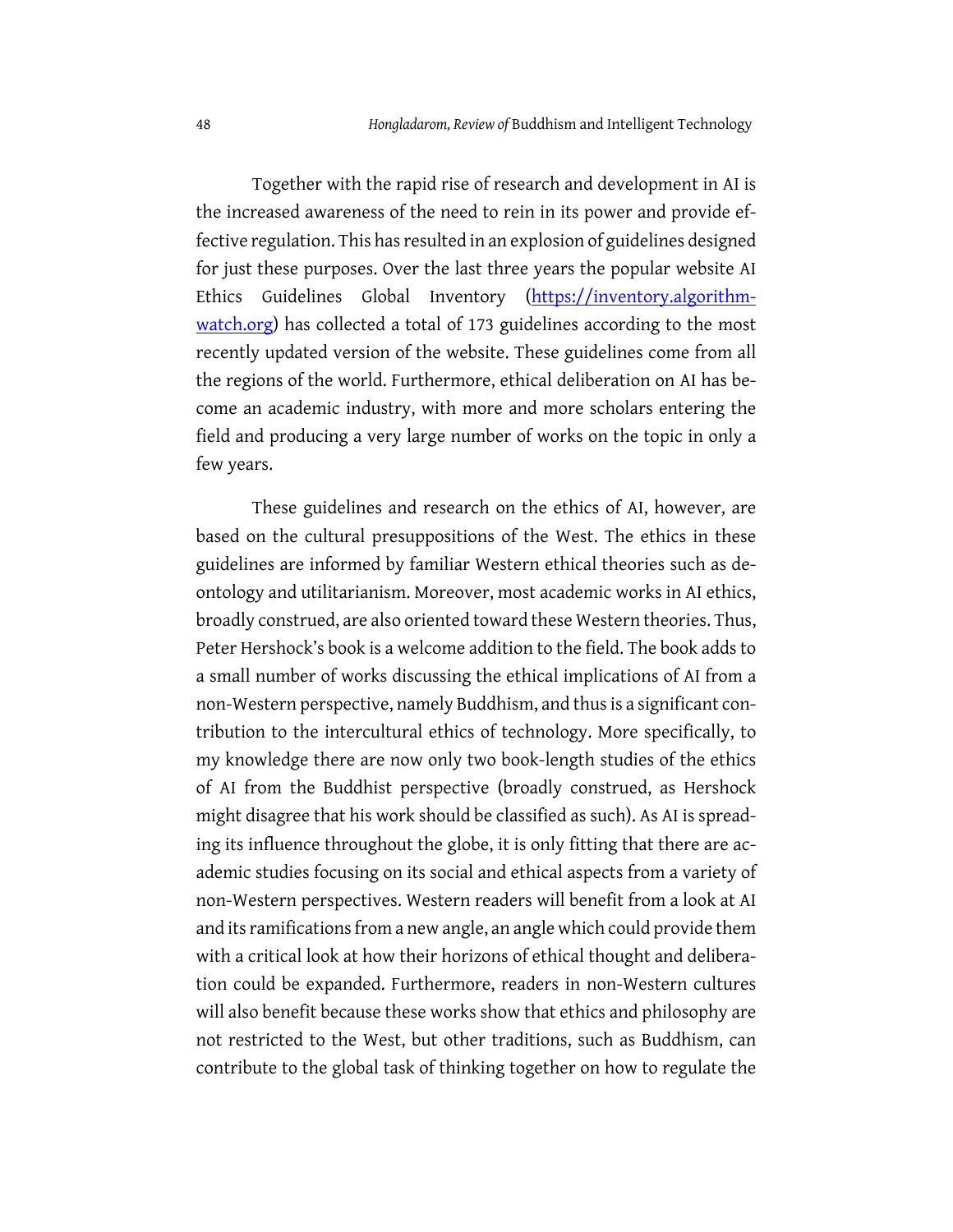Together with the rapid rise of research and development in AI is the increased awareness of the need to rein in its power and provide effective regulation. This has resulted in an explosion of guidelines designed for just these purposes. Over the last three years the popular website AI Ethics Guidelines Global Inventory ([https://inventory.algorithmwatch.org](https://inventory.algorithmwatch.org)) has collected a total of 173 guidelines according to the most recently updated version of the website. These guidelines come from all the regions of the world. Furthermore, ethical deliberation on AI has become an academic industry, with more and more scholars entering the field and producing a very large number of works on the topic in only a few years.

These guidelines and research on the ethics of AI, however, are based on the cultural presuppositions of the West. The ethics in these guidelines are informed by familiar Western ethical theories such as deontology and utilitarianism. Moreover, most academic works in AI ethics, broadly construed, are also oriented toward these Western theories. Thus, Peter Hershock's book is a welcome addition to the field. The book adds to a small number of works discussing the ethical implications of AI from a non-Western perspective, namely Buddhism, and thus is a significant contribution to the intercultural ethics of technology. More specifically, to my knowledge there are now only two book-length studies of the ethics of AI from the Buddhist perspective (broadly construed, as Hershock might disagree that his work should be classified as such). As AI is spreading its influence throughout the globe, it is only fitting that there are academic studies focusing on its social and ethical aspects from a variety of non-Western perspectives. Western readers will benefit from a look at AI and its ramifications from a new angle, an angle which could provide them with a critical look at how their horizons of ethical thought and deliberation could be expanded. Furthermore, readers in non-Western cultures will also benefit because these works show that ethics and philosophy are not restricted to the West, but other traditions, such as Buddhism, can contribute to the global task of thinking together on how to regulate the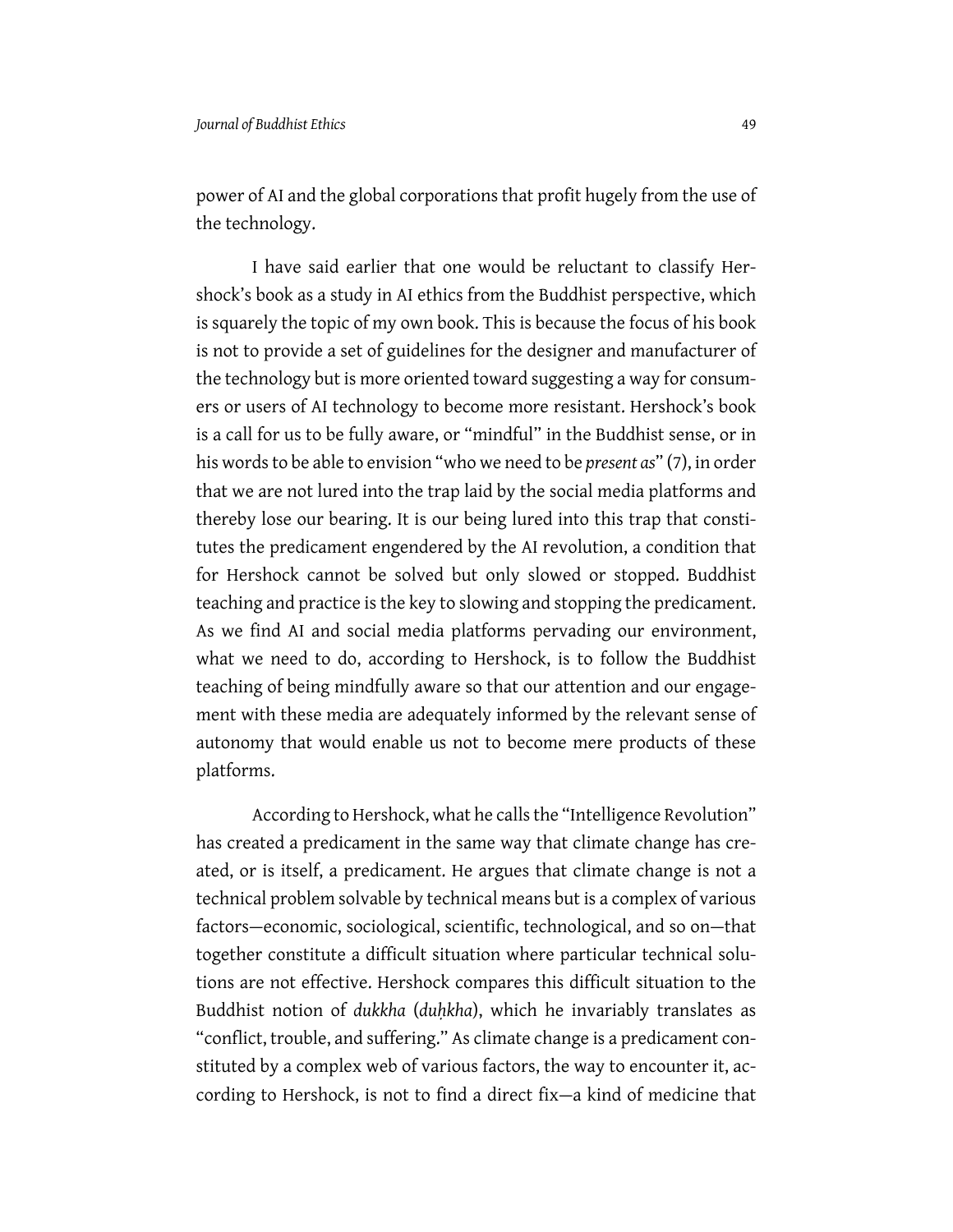power of AI and the global corporations that profit hugely from the use of the technology.

I have said earlier that one would be reluctant to classify Hershock's book as a study in AI ethics from the Buddhist perspective, which is squarely the topic of my own book. This is because the focus of his book is not to provide a set of guidelines for the designer and manufacturer of the technology but is more oriented toward suggesting a way for consumers or users of AI technology to become more resistant. Hershock's book is a call for us to be fully aware, or "mindful" in the Buddhist sense, or in his words to be able to envision "who we need to be *present as*" (7), in order that we are not lured into the trap laid by the social media platforms and thereby lose our bearing. It is our being lured into this trap that constitutes the predicament engendered by the AI revolution, a condition that for Hershock cannot be solved but only slowed or stopped. Buddhist teaching and practice is the key to slowing and stopping the predicament. As we find AI and social media platforms pervading our environment, what we need to do, according to Hershock, is to follow the Buddhist teaching of being mindfully aware so that our attention and our engagement with these media are adequately informed by the relevant sense of autonomy that would enable us not to become mere products of these platforms.

According to Hershock, what he calls the "Intelligence Revolution" has created a predicament in the same way that climate change has created, or is itself, a predicament. He argues that climate change is not a technical problem solvable by technical means but is a complex of various factors—economic, sociological, scientific, technological, and so on—that together constitute a difficult situation where particular technical solutions are not effective. Hershock compares this difficult situation to the Buddhist notion of *dukkha* (*duḥkha*), which he invariably translates as "conflict, trouble, and suffering." As climate change is a predicament constituted by a complex web of various factors, the way to encounter it, according to Hershock, is not to find a direct fix—a kind of medicine that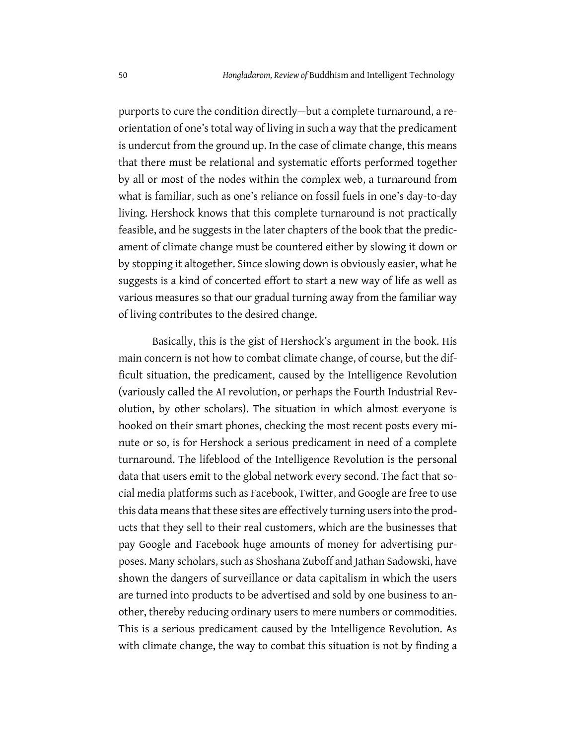purports to cure the condition directly—but a complete turnaround, a reorientation of one's total way of living in such a way that the predicament is undercut from the ground up. In the case of climate change, this means that there must be relational and systematic efforts performed together by all or most of the nodes within the complex web, a turnaround from what is familiar, such as one's reliance on fossil fuels in one's day-to-day living. Hershock knows that this complete turnaround is not practically feasible, and he suggests in the later chapters of the book that the predicament of climate change must be countered either by slowing it down or by stopping it altogether. Since slowing down is obviously easier, what he suggests is a kind of concerted effort to start a new way of life as well as various measures so that our gradual turning away from the familiar way of living contributes to the desired change.

Basically, this is the gist of Hershock's argument in the book. His main concern is not how to combat climate change, of course, but the difficult situation, the predicament, caused by the Intelligence Revolution (variously called the AI revolution, or perhaps the Fourth Industrial Revolution, by other scholars). The situation in which almost everyone is hooked on their smart phones, checking the most recent posts every minute or so, is for Hershock a serious predicament in need of a complete turnaround. The lifeblood of the Intelligence Revolution is the personal data that users emit to the global network every second. The fact that social media platforms such as Facebook, Twitter, and Google are free to use this data means that these sites are effectively turning users into the products that they sell to their real customers, which are the businesses that pay Google and Facebook huge amounts of money for advertising purposes. Many scholars, such as Shoshana Zuboff and Jathan Sadowski, have shown the dangers of surveillance or data capitalism in which the users are turned into products to be advertised and sold by one business to another, thereby reducing ordinary users to mere numbers or commodities. This is a serious predicament caused by the Intelligence Revolution. As with climate change, the way to combat this situation is not by finding a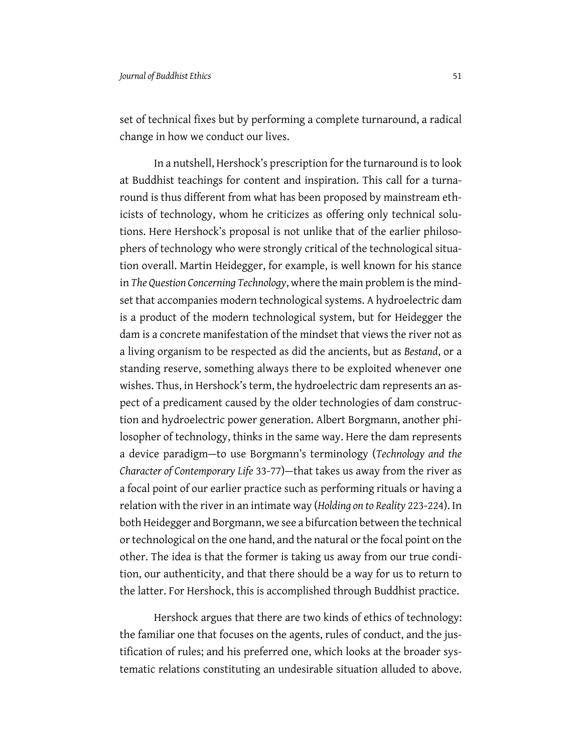set of technical fixes but by performing a complete turnaround, a radical change in how we conduct our lives.

In a nutshell, Hershock's prescription for the turnaround is to look at Buddhist teachings for content and inspiration. This call for a turnaround is thus different from what has been proposed by mainstream ethicists of technology, whom he criticizes as offering only technical solutions. Here Hershock's proposal is not unlike that of the earlier philosophers of technology who were strongly critical of the technological situation overall. Martin Heidegger, for example, is well known for his stance in *The Question Concerning Technology*, where the main problem is the mindset that accompanies modern technological systems. A hydroelectric dam is a product of the modern technological system, but for Heidegger the dam is a concrete manifestation of the mindset that views the river not as a living organism to be respected as did the ancients, but as *Bestand*, or a standing reserve, something always there to be exploited whenever one wishes. Thus, in Hershock's term, the hydroelectric dam represents an aspect of a predicament caused by the older technologies of dam construction and hydroelectric power generation. Albert Borgmann, another philosopher of technology, thinks in the same way. Here the dam represents a device paradigm—to use Borgmann's terminology (*Technology and the Character of Contemporary Life* 33-77)—that takes us away from the river as a focal point of our earlier practice such as performing rituals or having a relation with the river in an intimate way (*Holding on to Reality* 223-224). In both Heidegger and Borgmann, we see a bifurcation between the technical or technological on the one hand, and the natural or the focal point on the other. The idea is that the former is taking us away from our true condition, our authenticity, and that there should be a way for us to return to the latter. For Hershock, this is accomplished through Buddhist practice.

Hershock argues that there are two kinds of ethics of technology: the familiar one that focuses on the agents, rules of conduct, and the justification of rules; and his preferred one, which looks at the broader systematic relations constituting an undesirable situation alluded to above.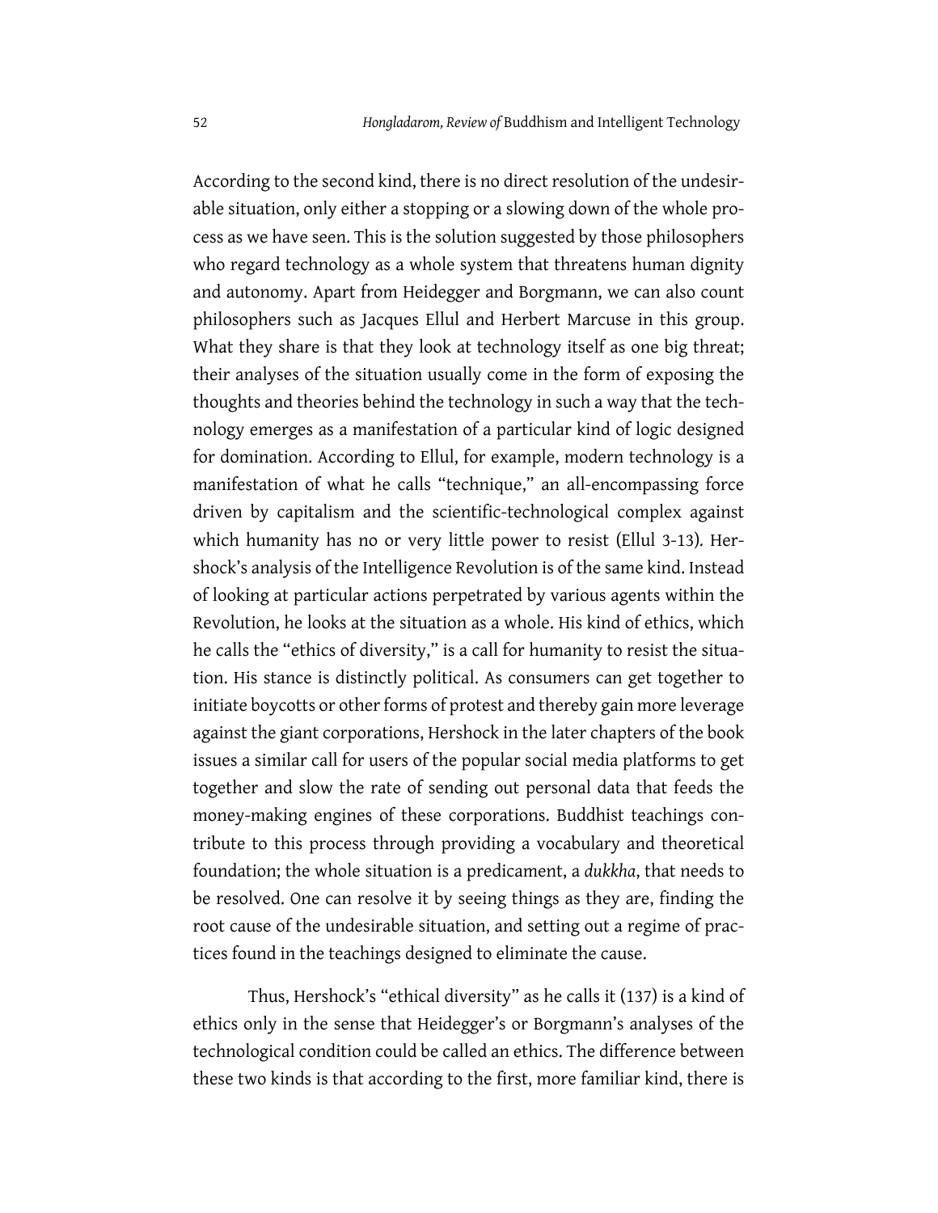According to the second kind, there is no direct resolution of the undesirable situation, only either a stopping or a slowing down of the whole process as we have seen. This is the solution suggested by those philosophers who regard technology as a whole system that threatens human dignity and autonomy. Apart from Heidegger and Borgmann, we can also count philosophers such as Jacques Ellul and Herbert Marcuse in this group. What they share is that they look at technology itself as one big threat; their analyses of the situation usually come in the form of exposing the thoughts and theories behind the technology in such a way that the technology emerges as a manifestation of a particular kind of logic designed for domination. According to Ellul, for example, modern technology is a manifestation of what he calls "technique," an all-encompassing force driven by capitalism and the scientific-technological complex against which humanity has no or very little power to resist (Ellul 3-13). Hershock's analysis of the Intelligence Revolution is of the same kind. Instead of looking at particular actions perpetrated by various agents within the Revolution, he looks at the situation as a whole. His kind of ethics, which he calls the "ethics of diversity," is a call for humanity to resist the situation. His stance is distinctly political. As consumers can get together to initiate boycotts or other forms of protest and thereby gain more leverage against the giant corporations, Hershock in the later chapters of the book issues a similar call for users of the popular social media platforms to get together and slow the rate of sending out personal data that feeds the money-making engines of these corporations. Buddhist teachings contribute to this process through providing a vocabulary and theoretical foundation; the whole situation is a predicament, a *dukkha*, that needs to be resolved. One can resolve it by seeing things as they are, finding the root cause of the undesirable situation, and setting out a regime of practices found in the teachings designed to eliminate the cause.

Thus, Hershock's "ethical diversity" as he calls it (137) is a kind of ethics only in the sense that Heidegger's or Borgmann's analyses of the technological condition could be called an ethics. The difference between these two kinds is that according to the first, more familiar kind, there is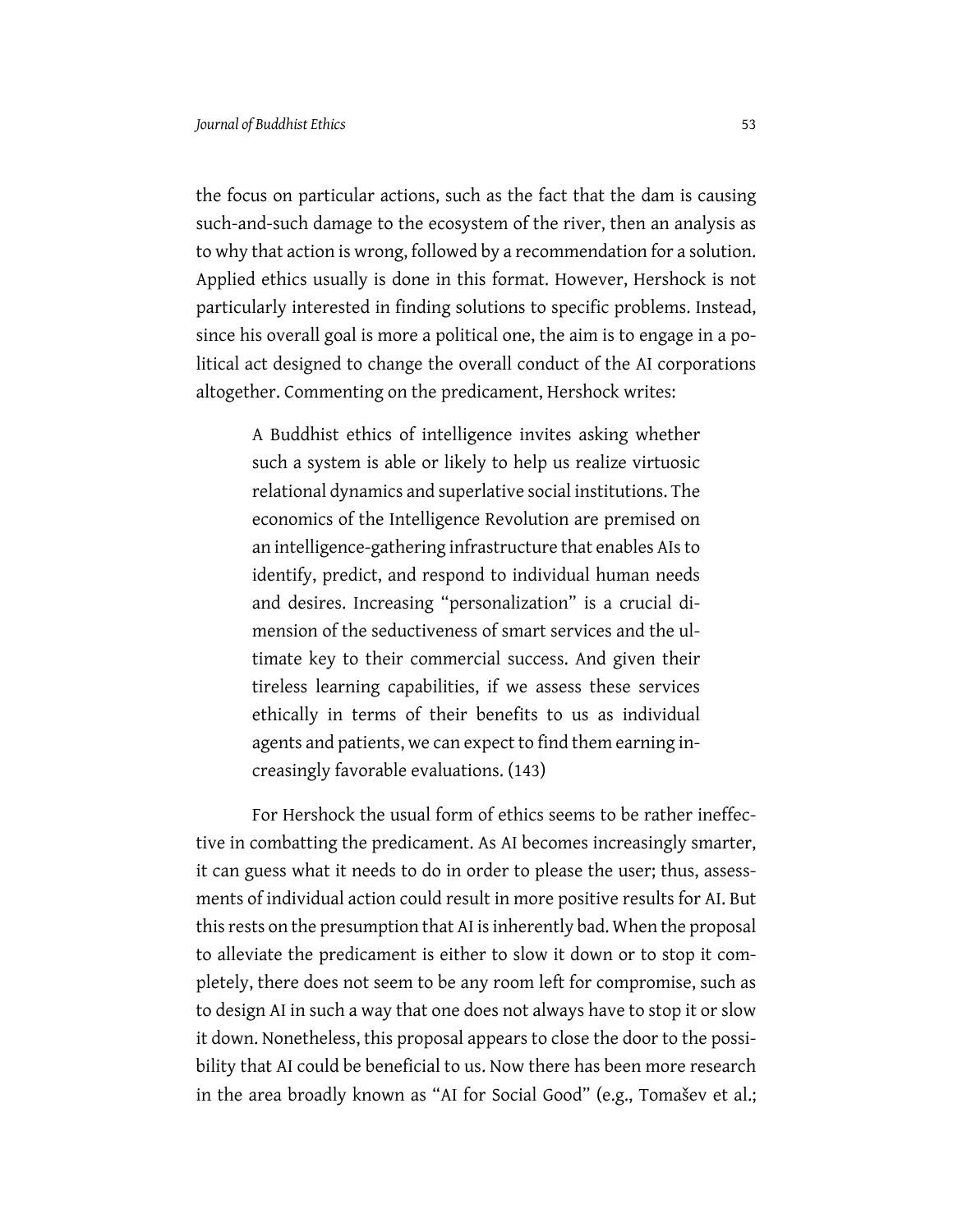the focus on particular actions, such as the fact that the dam is causing such-and-such damage to the ecosystem of the river, then an analysis as to why that action is wrong, followed by a recommendation for a solution. Applied ethics usually is done in this format. However, Hershock is not particularly interested in finding solutions to specific problems. Instead, since his overall goal is more a political one, the aim is to engage in a political act designed to change the overall conduct of the AI corporations altogether. Commenting on the predicament, Hershock writes:

> A Buddhist ethics of intelligence invites asking whether such a system is able or likely to help us realize virtuosic relational dynamics and superlative social institutions. The economics of the Intelligence Revolution are premised on an intelligence-gathering infrastructure that enables AIs to identify, predict, and respond to individual human needs and desires. Increasing "personalization" is a crucial dimension of the seductiveness of smart services and the ultimate key to their commercial success. And given their tireless learning capabilities, if we assess these services ethically in terms of their benefits to us as individual agents and patients, we can expect to find them earning increasingly favorable evaluations. (143)

For Hershock the usual form of ethics seems to be rather ineffective in combatting the predicament. As AI becomes increasingly smarter, it can guess what it needs to do in order to please the user; thus, assessments of individual action could result in more positive results for AI. But this rests on the presumption that AI is inherently bad. When the proposal to alleviate the predicament is either to slow it down or to stop it completely, there does not seem to be any room left for compromise, such as to design AI in such a way that one does not always have to stop it or slow it down. Nonetheless, this proposal appears to close the door to the possibility that AI could be beneficial to us. Now there has been more research in the area broadly known as "AI for Social Good" (e.g., Tomašev et al.;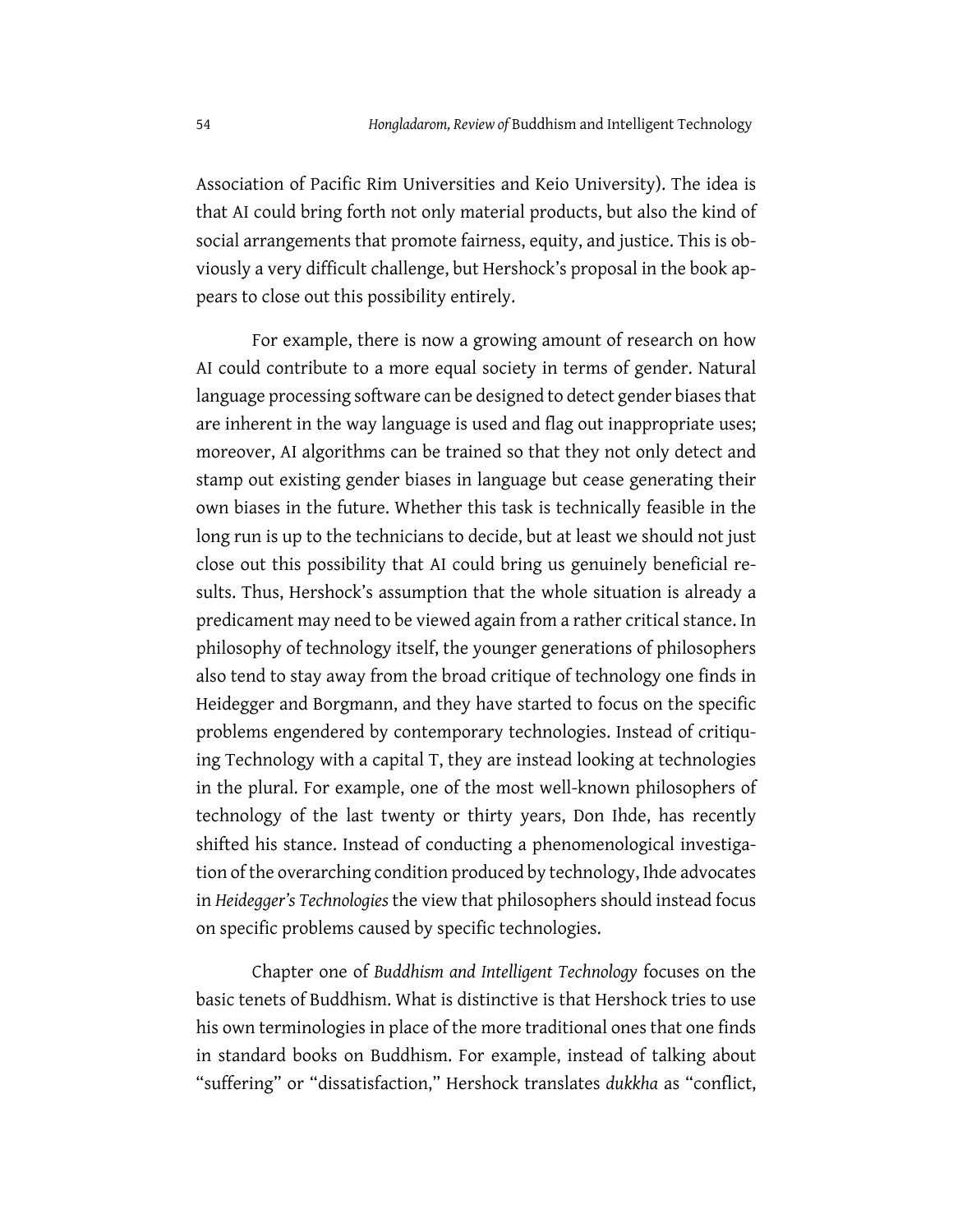Association of Pacific Rim Universities and Keio University). The idea is that AI could bring forth not only material products, but also the kind of social arrangements that promote fairness, equity, and justice. This is obviously a very difficult challenge, but Hershock's proposal in the book appears to close out this possibility entirely.

For example, there is now a growing amount of research on how AI could contribute to a more equal society in terms of gender. Natural language processing software can be designed to detect gender biases that are inherent in the way language is used and flag out inappropriate uses; moreover, AI algorithms can be trained so that they not only detect and stamp out existing gender biases in language but cease generating their own biases in the future. Whether this task is technically feasible in the long run is up to the technicians to decide, but at least we should not just close out this possibility that AI could bring us genuinely beneficial results. Thus, Hershock's assumption that the whole situation is already a predicament may need to be viewed again from a rather critical stance. In philosophy of technology itself, the younger generations of philosophers also tend to stay away from the broad critique of technology one finds in Heidegger and Borgmann, and they have started to focus on the specific problems engendered by contemporary technologies. Instead of critiquing Technology with a capital T, they are instead looking at technologies in the plural. For example, one of the most well-known philosophers of technology of the last twenty or thirty years, Don Ihde, has recently shifted his stance. Instead of conducting a phenomenological investigation of the overarching condition produced by technology, Ihde advocates in *Heidegger's Technologies* the view that philosophers should instead focus on specific problems caused by specific technologies.

Chapter one of *Buddhism and Intelligent Technology* focuses on the basic tenets of Buddhism. What is distinctive is that Hershock tries to use his own terminologies in place of the more traditional ones that one finds in standard books on Buddhism. For example, instead of talking about "suffering" or "dissatisfaction," Hershock translates *dukkha* as "conflict,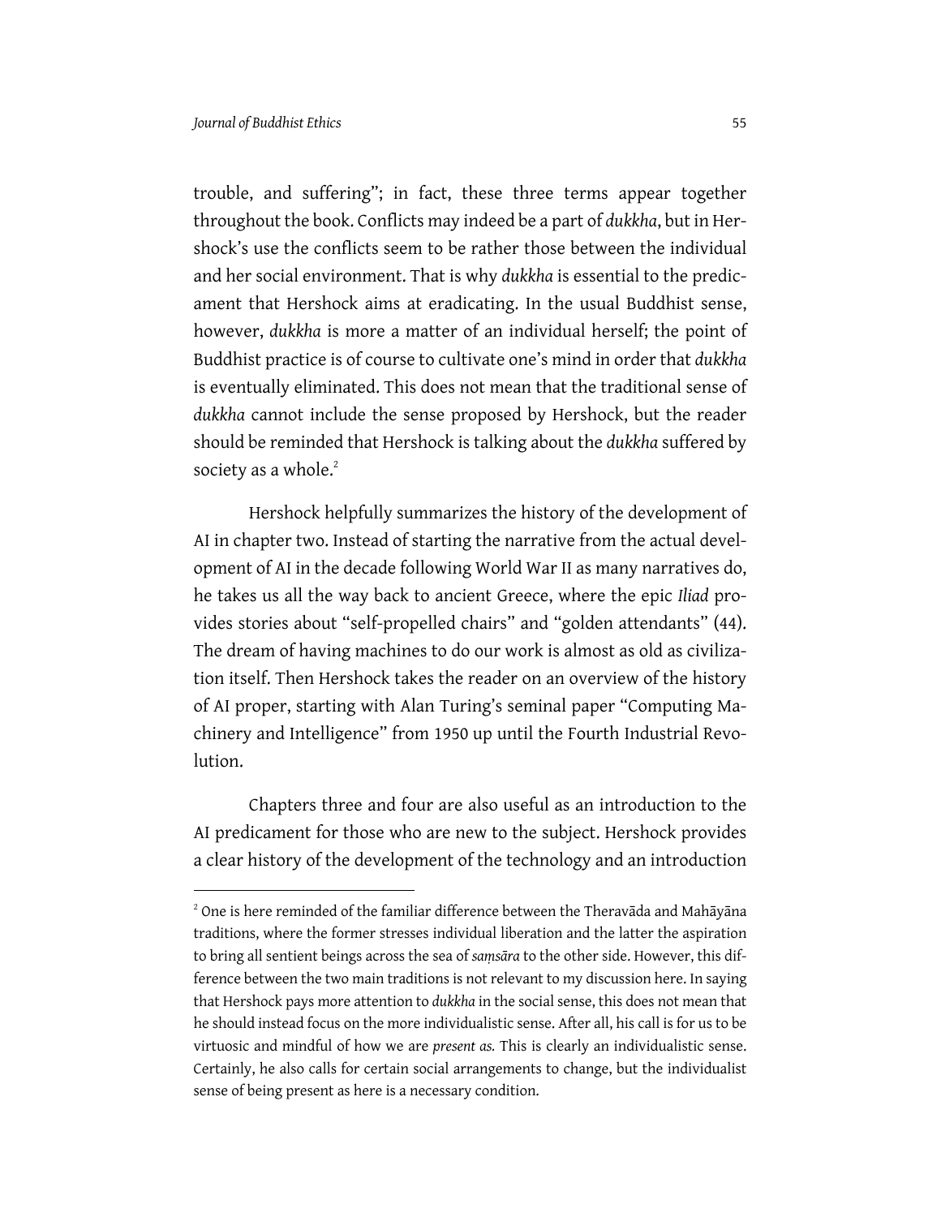trouble, and suffering"; in fact, these three terms appear together throughout the book. Conflicts may indeed be a part of *dukkha*, but in Hershock's use the conflicts seem to be rather those between the individual and her social environment. That is why *dukkha* is essential to the predicament that Hershock aims at eradicating. In the usual Buddhist sense, however, *dukkha* is more a matter of an individual herself; the point of Buddhist practice is of course to cultivate one's mind in order that *dukkha* is eventually eliminated. This does not mean that the traditional sense of *dukkha* cannot include the sense proposed by Hershock, but the reader should be reminded that Hershock is talking about the *dukkha* suffered by society as a whole.[2]

Hershock helpfully summarizes the history of the development of AI in chapter two. Instead of starting the narrative from the actual development of AI in the decade following World War II as many narratives do, he takes us all the way back to ancient Greece, where the epic *Iliad* provides stories about "self-propelled chairs" and "golden attendants" (44). The dream of having machines to do our work is almost as old as civilization itself. Then Hershock takes the reader on an overview of the history of AI proper, starting with Alan Turing's seminal paper "Computing Machinery and Intelligence" from 1950 up until the Fourth Industrial Revolution.

Chapters three and four are also useful as an introduction to the AI predicament for those who are new to the subject. Hershock provides a clear history of the development of the technology and an introduction

---

[2] One is here reminded of the familiar difference between the Theravāda and Mahāyāna traditions, where the former stresses individual liberation and the latter the aspiration to bring all sentient beings across the sea of *saṃsāra* to the other side. However, this difference between the two main traditions is not relevant to my discussion here. In saying that Hershock pays more attention to *dukkha* in the social sense, this does not mean that he should instead focus on the more individualistic sense. After all, his call is for us to be virtuosic and mindful of how we are *present as.* This is clearly an individualistic sense. Certainly, he also calls for certain social arrangements to change, but the individualist sense of being present as here is a necessary condition.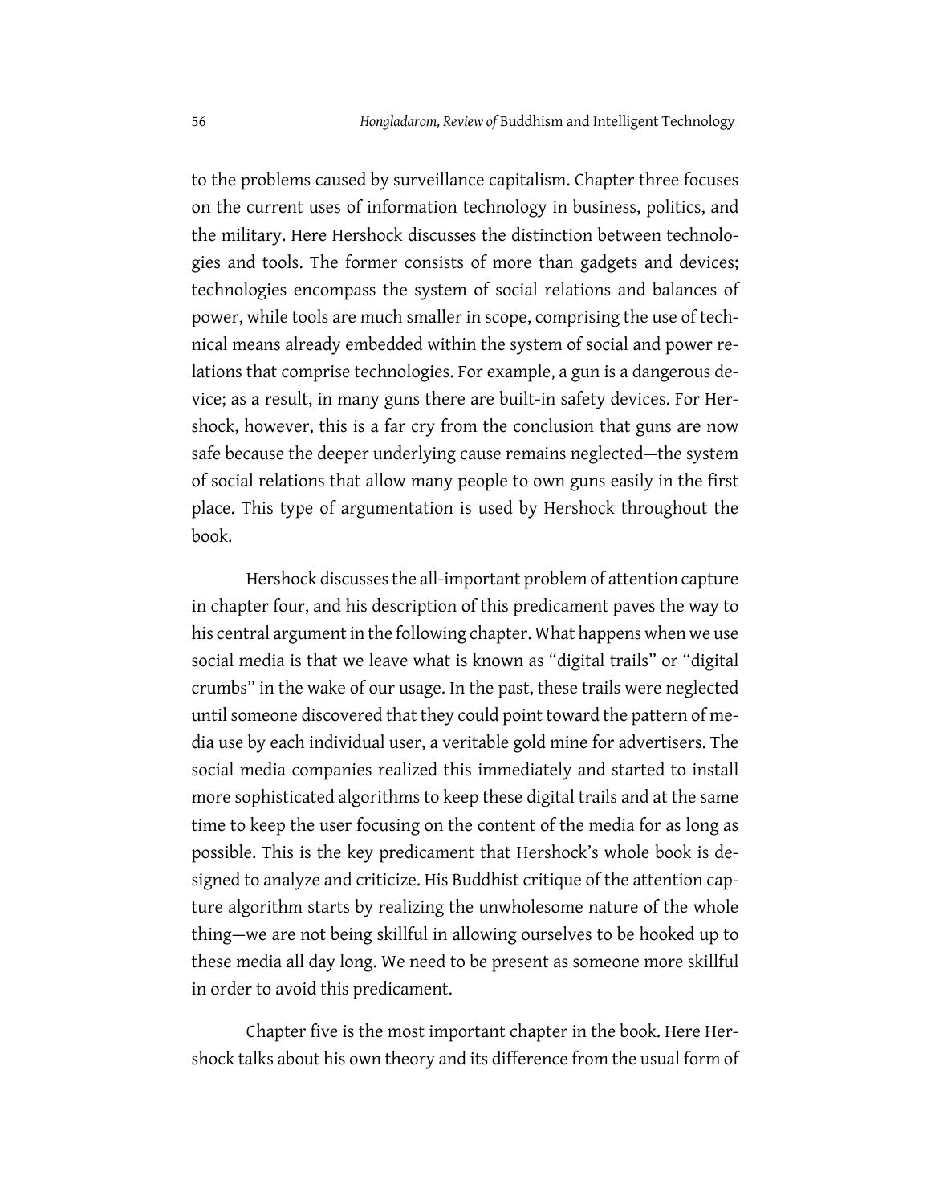to the problems caused by surveillance capitalism. Chapter three focuses on the current uses of information technology in business, politics, and the military. Here Hershock discusses the distinction between technologies and tools. The former consists of more than gadgets and devices; technologies encompass the system of social relations and balances of power, while tools are much smaller in scope, comprising the use of technical means already embedded within the system of social and power relations that comprise technologies. For example, a gun is a dangerous device; as a result, in many guns there are built-in safety devices. For Hershock, however, this is a far cry from the conclusion that guns are now safe because the deeper underlying cause remains neglected—the system of social relations that allow many people to own guns easily in the first place. This type of argumentation is used by Hershock throughout the book.

Hershock discusses the all-important problem of attention capture in chapter four, and his description of this predicament paves the way to his central argument in the following chapter. What happens when we use social media is that we leave what is known as "digital trails" or "digital crumbs" in the wake of our usage. In the past, these trails were neglected until someone discovered that they could point toward the pattern of media use by each individual user, a veritable gold mine for advertisers. The social media companies realized this immediately and started to install more sophisticated algorithms to keep these digital trails and at the same time to keep the user focusing on the content of the media for as long as possible. This is the key predicament that Hershock's whole book is designed to analyze and criticize. His Buddhist critique of the attention capture algorithm starts by realizing the unwholesome nature of the whole thing—we are not being skillful in allowing ourselves to be hooked up to these media all day long. We need to be present as someone more skillful in order to avoid this predicament.

Chapter five is the most important chapter in the book. Here Hershock talks about his own theory and its difference from the usual form of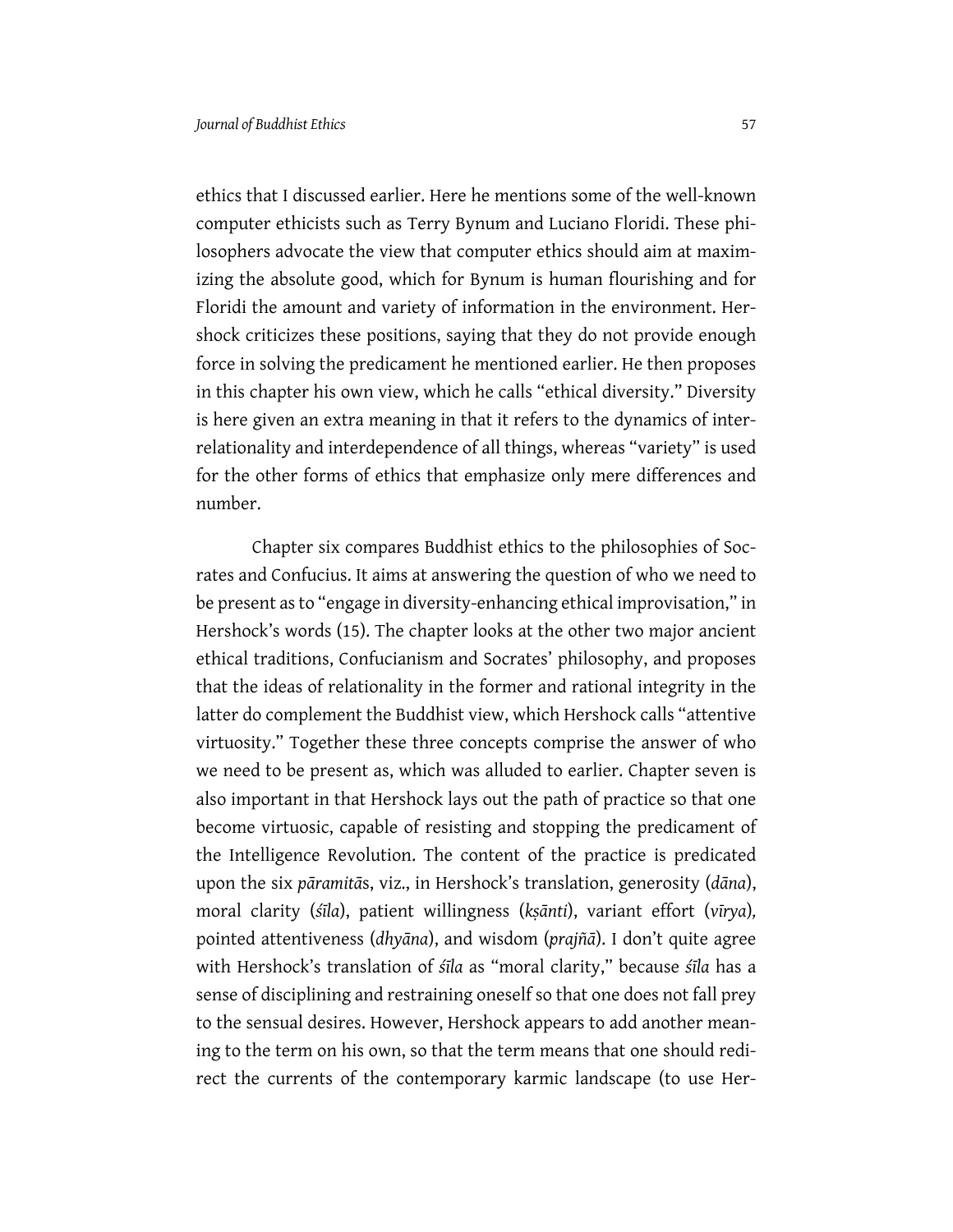ethics that I discussed earlier. Here he mentions some of the well-known computer ethicists such as Terry Bynum and Luciano Floridi. These philosophers advocate the view that computer ethics should aim at maximizing the absolute good, which for Bynum is human flourishing and for Floridi the amount and variety of information in the environment. Hershock criticizes these positions, saying that they do not provide enough force in solving the predicament he mentioned earlier. He then proposes in this chapter his own view, which he calls "ethical diversity." Diversity is here given an extra meaning in that it refers to the dynamics of interrelationality and interdependence of all things, whereas "variety" is used for the other forms of ethics that emphasize only mere differences and number.

Chapter six compares Buddhist ethics to the philosophies of Socrates and Confucius. It aims at answering the question of who we need to be present as to "engage in diversity-enhancing ethical improvisation," in Hershock's words (15). The chapter looks at the other two major ancient ethical traditions, Confucianism and Socrates' philosophy, and proposes that the ideas of relationality in the former and rational integrity in the latter do complement the Buddhist view, which Hershock calls "attentive virtuosity." Together these three concepts comprise the answer of who we need to be present as, which was alluded to earlier. Chapter seven is also important in that Hershock lays out the path of practice so that one become virtuosic, capable of resisting and stopping the predicament of the Intelligence Revolution. The content of the practice is predicated upon the six *pāramitā*s, viz., in Hershock's translation, generosity (*dāna*), moral clarity (*śīla*), patient willingness (*kṣānti*), variant effort (*vīrya*), pointed attentiveness (*dhyāna*), and wisdom (*prajñā*). I don't quite agree with Hershock's translation of *śīla* as "moral clarity," because *śīla* has a sense of disciplining and restraining oneself so that one does not fall prey to the sensual desires. However, Hershock appears to add another meaning to the term on his own, so that the term means that one should redirect the currents of the contemporary karmic landscape (to use Her-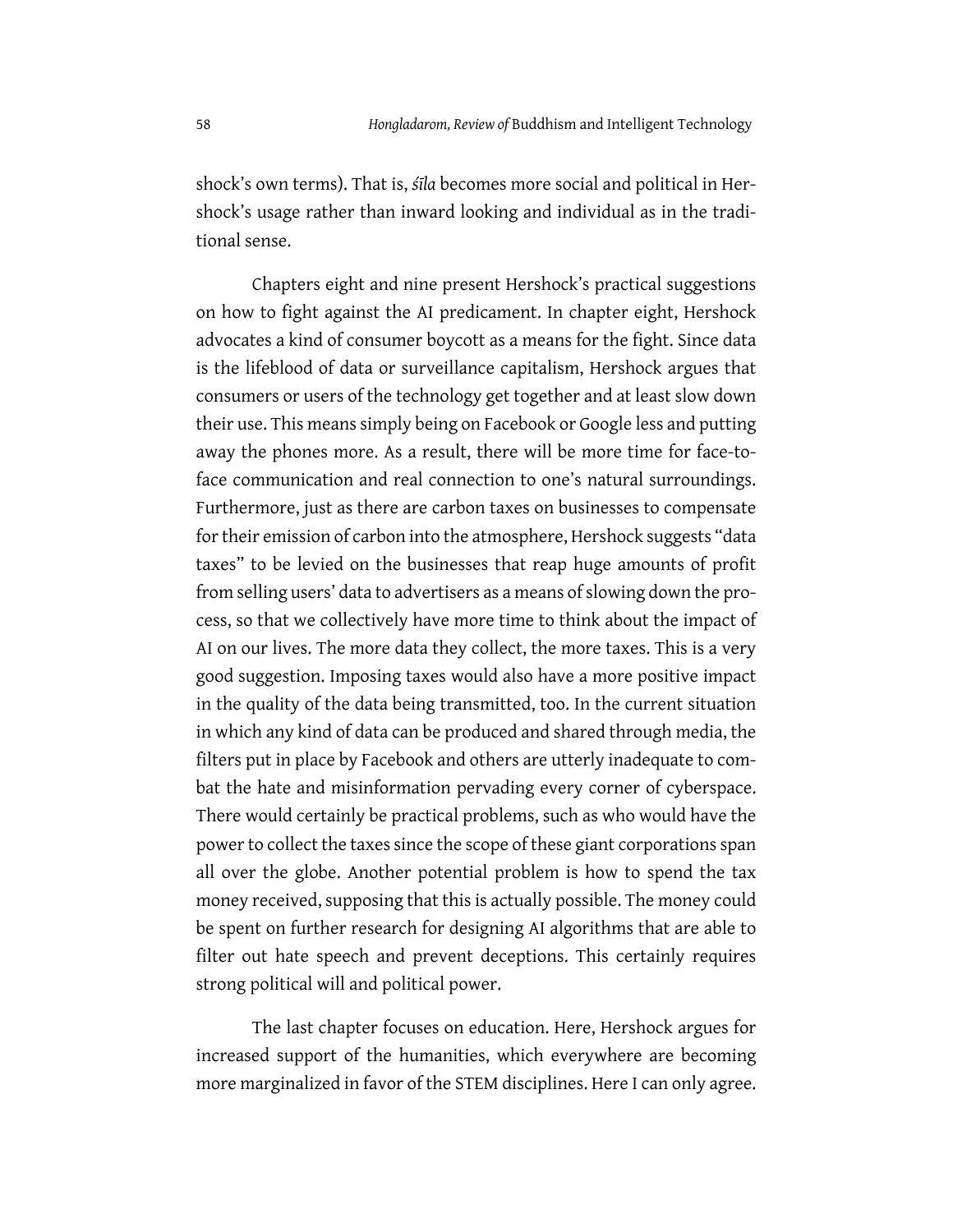shock's own terms). That is, *śīla* becomes more social and political in Hershock's usage rather than inward looking and individual as in the traditional sense.

Chapters eight and nine present Hershock's practical suggestions on how to fight against the AI predicament. In chapter eight, Hershock advocates a kind of consumer boycott as a means for the fight. Since data is the lifeblood of data or surveillance capitalism, Hershock argues that consumers or users of the technology get together and at least slow down their use. This means simply being on Facebook or Google less and putting away the phones more. As a result, there will be more time for face-to-face communication and real connection to one's natural surroundings. Furthermore, just as there are carbon taxes on businesses to compensate for their emission of carbon into the atmosphere, Hershock suggests "data taxes" to be levied on the businesses that reap huge amounts of profit from selling users' data to advertisers as a means of slowing down the process, so that we collectively have more time to think about the impact of AI on our lives. The more data they collect, the more taxes. This is a very good suggestion. Imposing taxes would also have a more positive impact in the quality of the data being transmitted, too. In the current situation in which any kind of data can be produced and shared through media, the filters put in place by Facebook and others are utterly inadequate to combat the hate and misinformation pervading every corner of cyberspace. There would certainly be practical problems, such as who would have the power to collect the taxes since the scope of these giant corporations span all over the globe. Another potential problem is how to spend the tax money received, supposing that this is actually possible. The money could be spent on further research for designing AI algorithms that are able to filter out hate speech and prevent deceptions. This certainly requires strong political will and political power.

The last chapter focuses on education. Here, Hershock argues for increased support of the humanities, which everywhere are becoming more marginalized in favor of the STEM disciplines. Here I can only agree.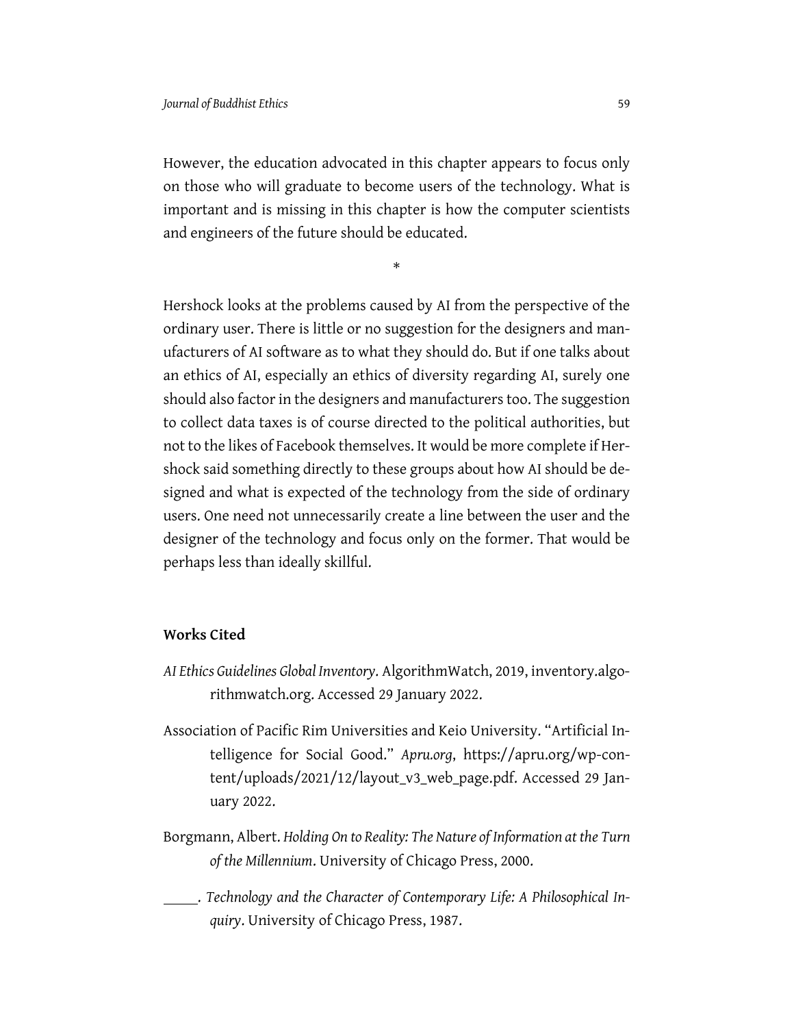However, the education advocated in this chapter appears to focus only on those who will graduate to become users of the technology. What is important and is missing in this chapter is how the computer scientists and engineers of the future should be educated.

*

Hershock looks at the problems caused by AI from the perspective of the ordinary user. There is little or no suggestion for the designers and manufacturers of AI software as to what they should do. But if one talks about an ethics of AI, especially an ethics of diversity regarding AI, surely one should also factor in the designers and manufacturers too. The suggestion to collect data taxes is of course directed to the political authorities, but not to the likes of Facebook themselves. It would be more complete if Hershock said something directly to these groups about how AI should be designed and what is expected of the technology from the side of ordinary users. One need not unnecessarily create a line between the user and the designer of the technology and focus only on the former. That would be perhaps less than ideally skillful.

## Works Cited

*AI Ethics Guidelines Global Inventory*. AlgorithmWatch, 2019, inventory.algorithmwatch.org. Accessed 29 January 2022.

Association of Pacific Rim Universities and Keio University. "Artificial Intelligence for Social Good." *Apru.org*, https://apru.org/wp-content/uploads/2021/12/layout_v3_web_page.pdf. Accessed 29 January 2022.

Borgmann, Albert. *Holding On to Reality: The Nature of Information at the Turn of the Millennium*. University of Chicago Press, 2000.

\_\_\_\_\_. *Technology and the Character of Contemporary Life: A Philosophical Inquiry*. University of Chicago Press, 1987.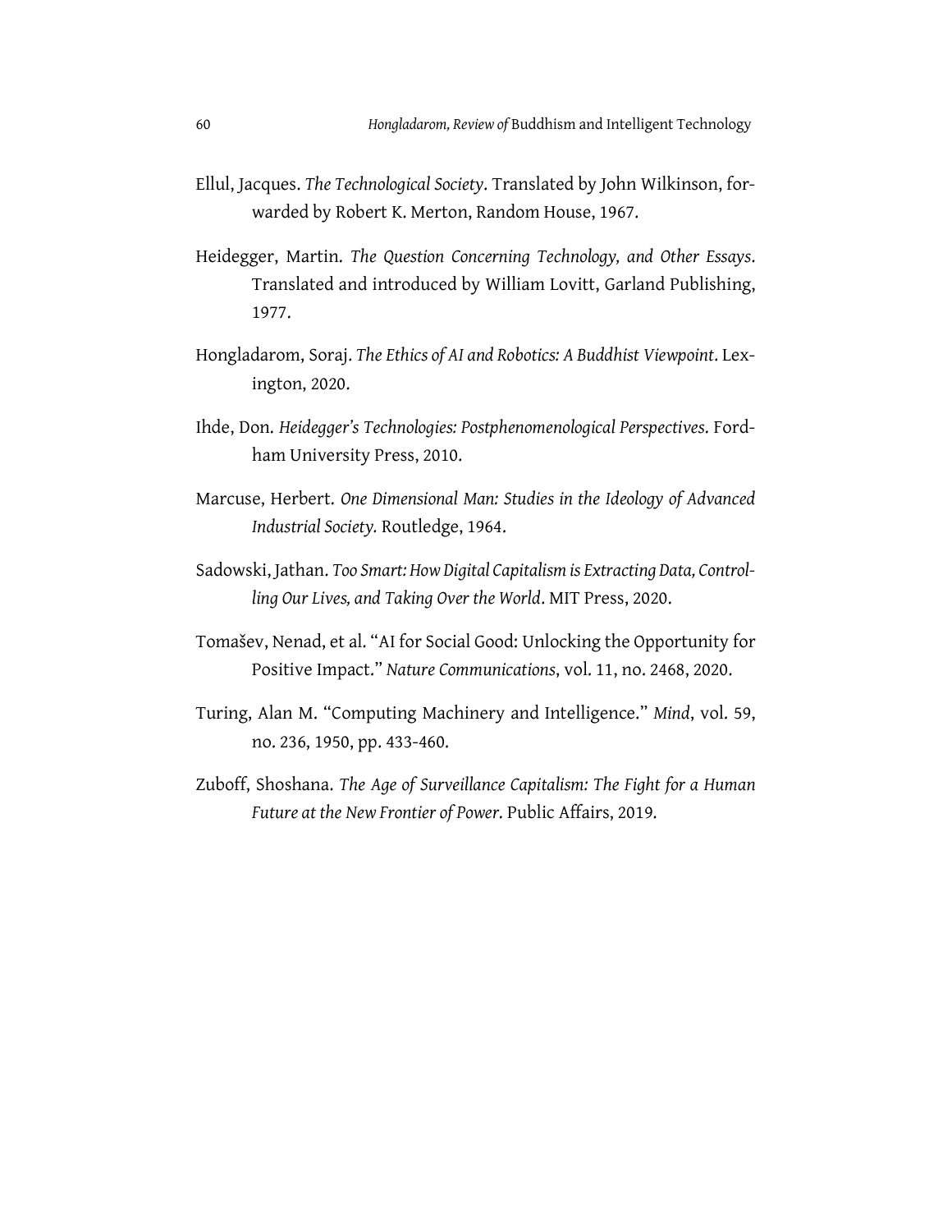Ellul, Jacques. *The Technological Society*. Translated by John Wilkinson, forwarded by Robert K. Merton, Random House, 1967.

Heidegger, Martin. *The Question Concerning Technology, and Other Essays*. Translated and introduced by William Lovitt, Garland Publishing, 1977.

Hongladarom, Soraj. *The Ethics of AI and Robotics: A Buddhist Viewpoint*. Lexington, 2020.

Ihde, Don. *Heidegger's Technologies: Postphenomenological Perspectives*. Fordham University Press, 2010.

Marcuse, Herbert. *One Dimensional Man: Studies in the Ideology of Advanced Industrial Society.* Routledge, 1964.

Sadowski, Jathan. *Too Smart: How Digital Capitalism is Extracting Data, Controlling Our Lives, and Taking Over the World*. MIT Press, 2020.

Tomašev, Nenad, et al. "AI for Social Good: Unlocking the Opportunity for Positive Impact." *Nature Communications*, vol. 11, no. 2468, 2020.

Turing, Alan M. "Computing Machinery and Intelligence." *Mind*, vol. 59, no. 236, 1950, pp. 433-460.

Zuboff, Shoshana. *The Age of Surveillance Capitalism: The Fight for a Human Future at the New Frontier of Power*. Public Affairs, 2019.